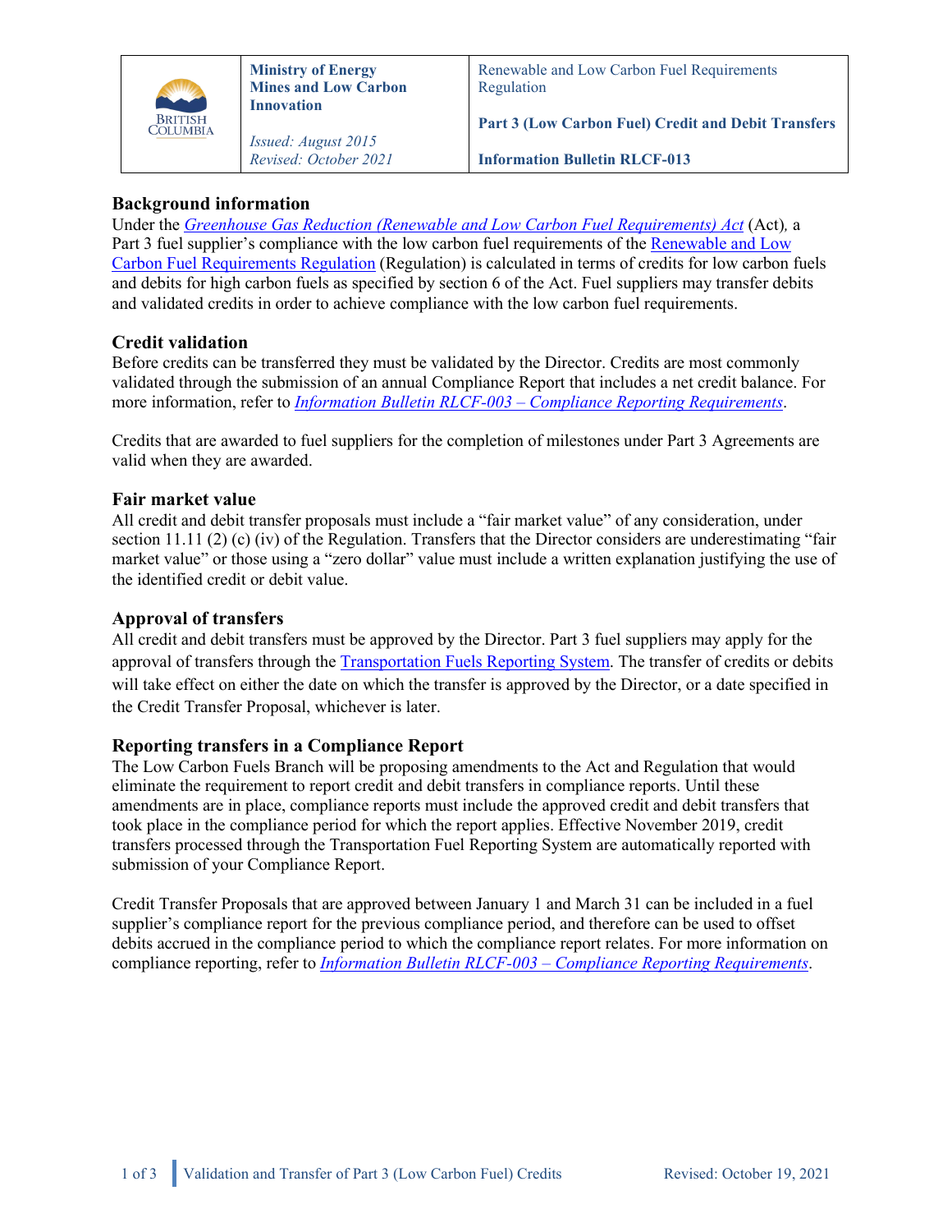| BRITISH COLUMBIA | **Ministry of Energy Mines and Low Carbon Innovation**<br><br>*Issued: August 2015*<br>*Revised: October 2021* | Renewable and Low Carbon Fuel Requirements Regulation<br><br>**Part 3 (Low Carbon Fuel) Credit and Debit Transfers**<br><br>**Information Bulletin RLCF-013** |
|---|---|---|

## Background information

Under the *Greenhouse Gas Reduction (Renewable and Low Carbon Fuel Requirements) Act* (Act), a Part 3 fuel supplier's compliance with the low carbon fuel requirements of the Renewable and Low Carbon Fuel Requirements Regulation (Regulation) is calculated in terms of credits for low carbon fuels and debits for high carbon fuels as specified by section 6 of the Act. Fuel suppliers may transfer debits and validated credits in order to achieve compliance with the low carbon fuel requirements.

## Credit validation

Before credits can be transferred they must be validated by the Director. Credits are most commonly validated through the submission of an annual Compliance Report that includes a net credit balance. For more information, refer to *Information Bulletin RLCF-003 – Compliance Reporting Requirements*.

Credits that are awarded to fuel suppliers for the completion of milestones under Part 3 Agreements are valid when they are awarded.

## Fair market value

All credit and debit transfer proposals must include a "fair market value" of any consideration, under section 11.11 (2) (c) (iv) of the Regulation. Transfers that the Director considers are underestimating "fair market value" or those using a "zero dollar" value must include a written explanation justifying the use of the identified credit or debit value.

## Approval of transfers

All credit and debit transfers must be approved by the Director. Part 3 fuel suppliers may apply for the approval of transfers through the Transportation Fuels Reporting System. The transfer of credits or debits will take effect on either the date on which the transfer is approved by the Director, or a date specified in the Credit Transfer Proposal, whichever is later.

## Reporting transfers in a Compliance Report

The Low Carbon Fuels Branch will be proposing amendments to the Act and Regulation that would eliminate the requirement to report credit and debit transfers in compliance reports. Until these amendments are in place, compliance reports must include the approved credit and debit transfers that took place in the compliance period for which the report applies. Effective November 2019, credit transfers processed through the Transportation Fuel Reporting System are automatically reported with submission of your Compliance Report.

Credit Transfer Proposals that are approved between January 1 and March 31 can be included in a fuel supplier's compliance report for the previous compliance period, and therefore can be used to offset debits accrued in the compliance period to which the compliance report relates. For more information on compliance reporting, refer to *Information Bulletin RLCF-003 – Compliance Reporting Requirements*.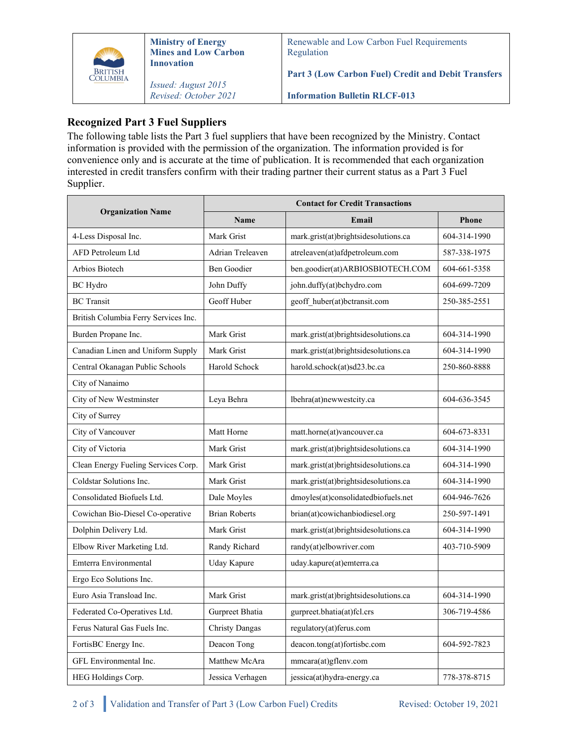## Recognized Part 3 Fuel Suppliers

The following table lists the Part 3 fuel suppliers that have been recognized by the Ministry. Contact information is provided with the permission of the organization. The information provided is for convenience only and is accurate at the time of publication. It is recommended that each organization interested in credit transfers confirm with their trading partner their current status as a Part 3 Fuel Supplier.

| Organization Name | Contact for Credit Transactions | | |
|---|---|---|---|
| | Name | Email | Phone |
| 4-Less Disposal Inc. | Mark Grist | mark.grist(at)brightsidesolutions.ca | 604-314-1990 |
| AFD Petroleum Ltd | Adrian Treleaven | atreleaven(at)afdpetroleum.com | 587-338-1975 |
| Arbios Biotech | Ben Goodier | ben.goodier(at)ARBIOSBIOTECH.COM | 604-661-5358 |
| BC Hydro | John Duffy | john.duffy(at)bchydro.com | 604-699-7209 |
| BC Transit | Geoff Huber | geoff_huber(at)bctransit.com | 250-385-2551 |
| British Columbia Ferry Services Inc. | | | |
| Burden Propane Inc. | Mark Grist | mark.grist(at)brightsidesolutions.ca | 604-314-1990 |
| Canadian Linen and Uniform Supply | Mark Grist | mark.grist(at)brightsidesolutions.ca | 604-314-1990 |
| Central Okanagan Public Schools | Harold Schock | harold.schock(at)sd23.bc.ca | 250-860-8888 |
| City of Nanaimo | | | |
| City of New Westminster | Leya Behra | lbehra(at)newwestcity.ca | 604-636-3545 |
| City of Surrey | | | |
| City of Vancouver | Matt Horne | matt.horne(at)vancouver.ca | 604-673-8331 |
| City of Victoria | Mark Grist | mark.grist(at)brightsidesolutions.ca | 604-314-1990 |
| Clean Energy Fueling Services Corp. | Mark Grist | mark.grist(at)brightsidesolutions.ca | 604-314-1990 |
| Coldstar Solutions Inc. | Mark Grist | mark.grist(at)brightsidesolutions.ca | 604-314-1990 |
| Consolidated Biofuels Ltd. | Dale Moyles | dmoyles(at)consolidatedbiofuels.net | 604-946-7626 |
| Cowichan Bio-Diesel Co-operative | Brian Roberts | brian(at)cowichanbiodiesel.org | 250-597-1491 |
| Dolphin Delivery Ltd. | Mark Grist | mark.grist(at)brightsidesolutions.ca | 604-314-1990 |
| Elbow River Marketing Ltd. | Randy Richard | randy(at)elbowriver.com | 403-710-5909 |
| Emterra Environmental | Uday Kapure | uday.kapure(at)emterra.ca | |
| Ergo Eco Solutions Inc. | | | |
| Euro Asia Transload Inc. | Mark Grist | mark.grist(at)brightsidesolutions.ca | 604-314-1990 |
| Federated Co-Operatives Ltd. | Gurpreet Bhatia | gurpreet.bhatia(at)fcl.crs | 306-719-4586 |
| Ferus Natural Gas Fuels Inc. | Christy Dangas | regulatory(at)ferus.com | |
| FortisBC Energy Inc. | Deacon Tong | deacon.tong(at)fortisbc.com | 604-592-7823 |
| GFL Environmental Inc. | Matthew McAra | mmcara(at)gflenv.com | |
| HEG Holdings Corp. | Jessica Verhagen | jessica(at)hydra-energy.ca | 778-378-8715 |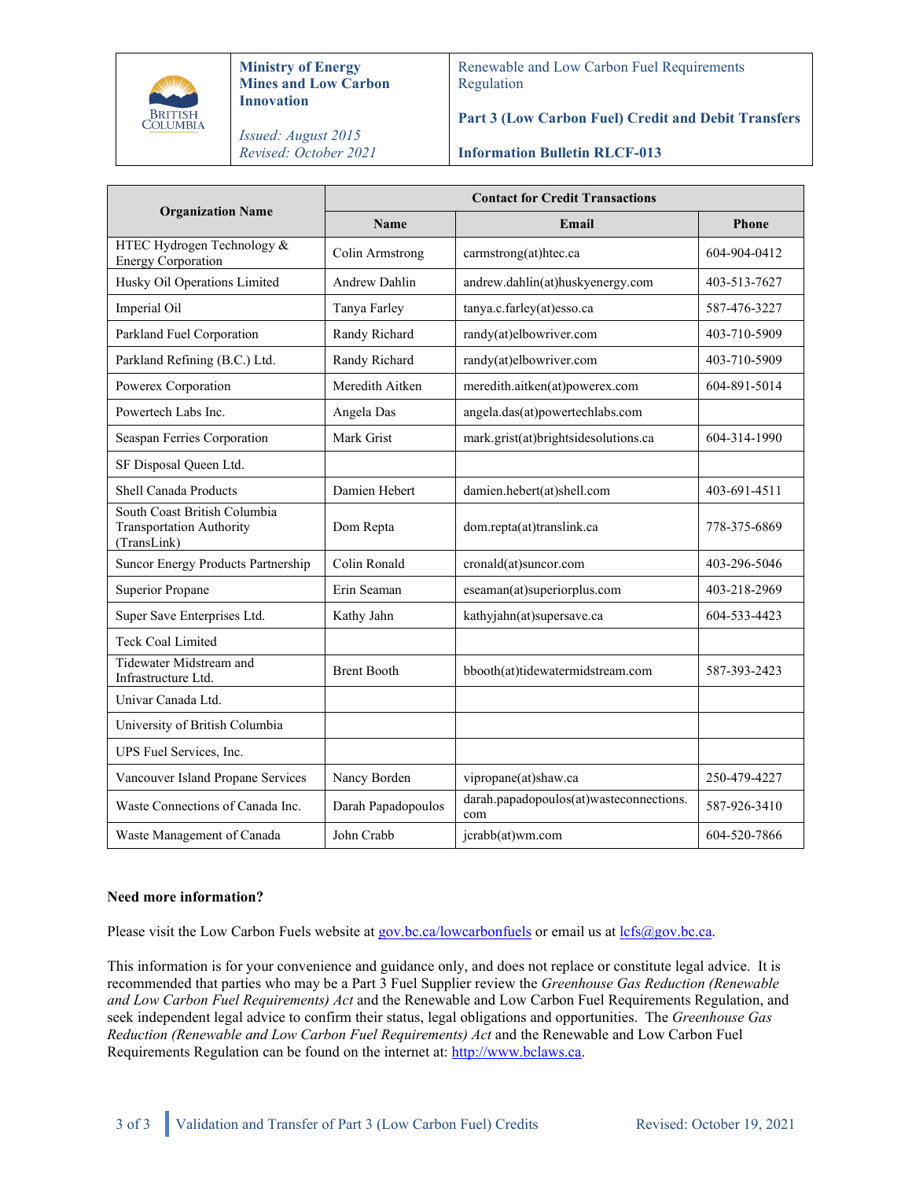| Organization Name | Contact for Credit Transactions | | |
|---|---|---|---|
| | Name | Email | Phone |
| HTEC Hydrogen Technology & Energy Corporation | Colin Armstrong | carmstrong(at)htec.ca | 604-904-0412 |
| Husky Oil Operations Limited | Andrew Dahlin | andrew.dahlin(at)huskyenergy.com | 403-513-7627 |
| Imperial Oil | Tanya Farley | tanya.c.farley(at)esso.ca | 587-476-3227 |
| Parkland Fuel Corporation | Randy Richard | randy(at)elbowriver.com | 403-710-5909 |
| Parkland Refining (B.C.) Ltd. | Randy Richard | randy(at)elbowriver.com | 403-710-5909 |
| Powerex Corporation | Meredith Aitken | meredith.aitken(at)powerex.com | 604-891-5014 |
| Powertech Labs Inc. | Angela Das | angela.das(at)powertechlabs.com | |
| Seaspan Ferries Corporation | Mark Grist | mark.grist(at)brightsidesolutions.ca | 604-314-1990 |
| SF Disposal Queen Ltd. | | | |
| Shell Canada Products | Damien Hebert | damien.hebert(at)shell.com | 403-691-4511 |
| South Coast British Columbia Transportation Authority (TransLink) | Dom Repta | dom.repta(at)translink.ca | 778-375-6869 |
| Suncor Energy Products Partnership | Colin Ronald | cronald(at)suncor.com | 403-296-5046 |
| Superior Propane | Erin Seaman | eseaman(at)superiorplus.com | 403-218-2969 |
| Super Save Enterprises Ltd. | Kathy Jahn | kathyjahn(at)supersave.ca | 604-533-4423 |
| Teck Coal Limited | | | |
| Tidewater Midstream and Infrastructure Ltd. | Brent Booth | bbooth(at)tidewatermidstream.com | 587-393-2423 |
| Univar Canada Ltd. | | | |
| University of British Columbia | | | |
| UPS Fuel Services, Inc. | | | |
| Vancouver Island Propane Services | Nancy Borden | vipropane(at)shaw.ca | 250-479-4227 |
| Waste Connections of Canada Inc. | Darah Papadopoulos | darah.papadopoulos(at)wasteconnections.com | 587-926-3410 |
| Waste Management of Canada | John Crabb | jcrabb(at)wm.com | 604-520-7866 |

**Need more information?**

Please visit the Low Carbon Fuels website at gov.bc.ca/lowcarbonfuels or email us at lcfs@gov.bc.ca.

This information is for your convenience and guidance only, and does not replace or constitute legal advice. It is recommended that parties who may be a Part 3 Fuel Supplier review the *Greenhouse Gas Reduction (Renewable and Low Carbon Fuel Requirements) Act* and the Renewable and Low Carbon Fuel Requirements Regulation, and seek independent legal advice to confirm their status, legal obligations and opportunities. The *Greenhouse Gas Reduction (Renewable and Low Carbon Fuel Requirements) Act* and the Renewable and Low Carbon Fuel Requirements Regulation can be found on the internet at: http://www.bclaws.ca.